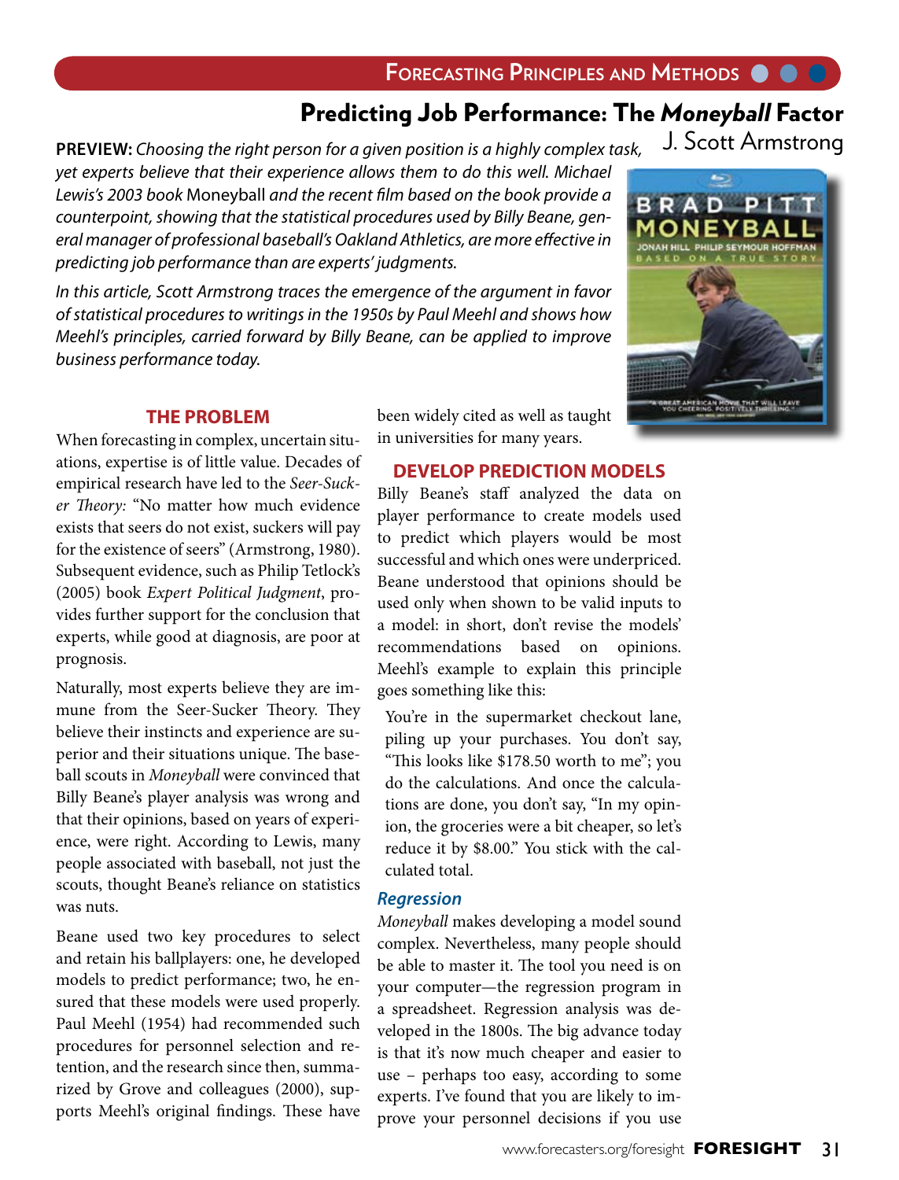# Predicting Job Performance: The *Moneyball* Factor

J. Scott Armstrong

**PREVIEW:** *Choosing the right person for a given position is a highly complex task, yet experts believe that their experience allows them to do this well. Michael Lewis's 2003 book* Moneyball *and the recent film based on the book provide a counterpoint, showing that the statistical procedures used by Billy Beane, general manager of professional baseball's Oakland Athletics, are more effective in predicting job performance than are experts' judgments.*

*In this article, Scott Armstrong traces the emergence of the argument in favor of statistical procedures to writings in the 1950s by Paul Meehl and shows how Meehl's principles, carried forward by Billy Beane, can be applied to improve business performance today.*

## THE PROBLEM

When forecasting in complex, uncertain situations, expertise is of little value. Decades of empirical research have led to the *Seer-Sucker Theory:* "No matter how much evidence exists that seers do not exist, suckers will pay for the existence of seers" (Armstrong, 1980). Subsequent evidence, such as Philip Tetlock's (2005) book *Expert Political Judgment*, provides further support for the conclusion that experts, while good at diagnosis, are poor at prognosis.

Naturally, most experts believe they are immune from the Seer-Sucker Theory. They believe their instincts and experience are superior and their situations unique. The baseball scouts in *Moneyball* were convinced that Billy Beane's player analysis was wrong and that their opinions, based on years of experience, were right. According to Lewis, many people associated with baseball, not just the scouts, thought Beane's reliance on statistics was nuts.

Beane used two key procedures to select and retain his ballplayers: one, he developed models to predict performance; two, he ensured that these models were used properly. Paul Meehl (1954) had recommended such procedures for personnel selection and retention, and the research since then, summarized by Grove and colleagues (2000), supports Meehl's original findings. These have been widely cited as well as taught in universities for many years.

## DEVELOP PREDICTION MODELS

Billy Beane's staff analyzed the data on player performance to create models used to predict which players would be most successful and which ones were underpriced. Beane understood that opinions should be used only when shown to be valid inputs to a model: in short, don't revise the models' recommendations based on opinions. Meehl's example to explain this principle goes something like this:

> You're in the supermarket checkout lane, piling up your purchases. You don't say, "This looks like $178.50 worth to me"; you do the calculations. And once the calculations are done, you don't say, "In my opinion, the groceries were a bit cheaper, so let's reduce it by $8.00." You stick with the calculated total.

### *Regression*

*Moneyball* makes developing a model sound complex. Nevertheless, many people should be able to master it. The tool you need is on your computer—the regression program in a spreadsheet. Regression analysis was developed in the 1800s. The big advance today is that it's now much cheaper and easier to use – perhaps too easy, according to some experts. I've found that you are likely to improve your personnel decisions if you use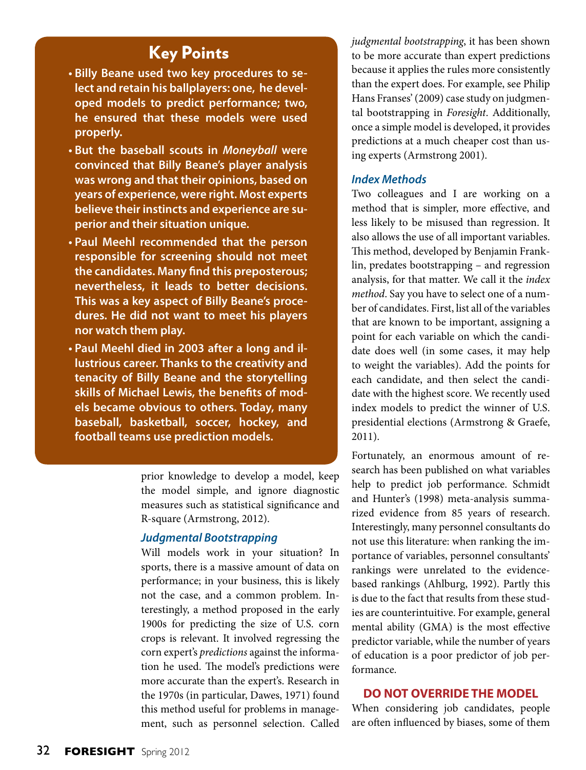## Key Points

- **Billy Beane used two key procedures to select and retain his ballplayers: one, he developed models to predict performance; two, he ensured that these models were used properly.**
- **But the baseball scouts in *Moneyball* were convinced that Billy Beane's player analysis was wrong and that their opinions, based on years of experience, were right. Most experts believe their instincts and experience are superior and their situation unique.**
- **Paul Meehl recommended that the person responsible for screening should not meet the candidates. Many find this preposterous; nevertheless, it leads to better decisions. This was a key aspect of Billy Beane's procedures. He did not want to meet his players nor watch them play.**
- **Paul Meehl died in 2003 after a long and illustrious career. Thanks to the creativity and tenacity of Billy Beane and the storytelling skills of Michael Lewis, the benefits of models became obvious to others. Today, many baseball, basketball, soccer, hockey, and football teams use prediction models.**

prior knowledge to develop a model, keep the model simple, and ignore diagnostic measures such as statistical significance and R-square (Armstrong, 2012).

### *Judgmental Bootstrapping*

Will models work in your situation? In sports, there is a massive amount of data on performance; in your business, this is likely not the case, and a common problem. Interestingly, a method proposed in the early 1900s for predicting the size of U.S. corn crops is relevant. It involved regressing the corn expert's *predictions* against the information he used. The model's predictions were more accurate than the expert's. Research in the 1970s (in particular, Dawes, 1971) found this method useful for problems in management, such as personnel selection. Called *judgmental bootstrapping*, it has been shown to be more accurate than expert predictions because it applies the rules more consistently than the expert does. For example, see Philip Hans Franses' (2009) case study on judgmental bootstrapping in *Foresight*. Additionally, once a simple model is developed, it provides predictions at a much cheaper cost than using experts (Armstrong 2001).

### *Index Methods*

Two colleagues and I are working on a method that is simpler, more effective, and less likely to be misused than regression. It also allows the use of all important variables. This method, developed by Benjamin Franklin, predates bootstrapping – and regression analysis, for that matter. We call it the *index method*. Say you have to select one of a number of candidates. First, list all of the variables that are known to be important, assigning a point for each variable on which the candidate does well (in some cases, it may help to weight the variables). Add the points for each candidate, and then select the candidate with the highest score. We recently used index models to predict the winner of U.S. presidential elections (Armstrong & Graefe, 2011).

Fortunately, an enormous amount of research has been published on what variables help to predict job performance. Schmidt and Hunter's (1998) meta-analysis summarized evidence from 85 years of research. Interestingly, many personnel consultants do not use this literature: when ranking the importance of variables, personnel consultants' rankings were unrelated to the evidence-based rankings (Ahlburg, 1992). Partly this is due to the fact that results from these studies are counterintuitive. For example, general mental ability (GMA) is the most effective predictor variable, while the number of years of education is a poor predictor of job performance.

## DO NOT OVERRIDE THE MODEL

When considering job candidates, people are often influenced by biases, some of them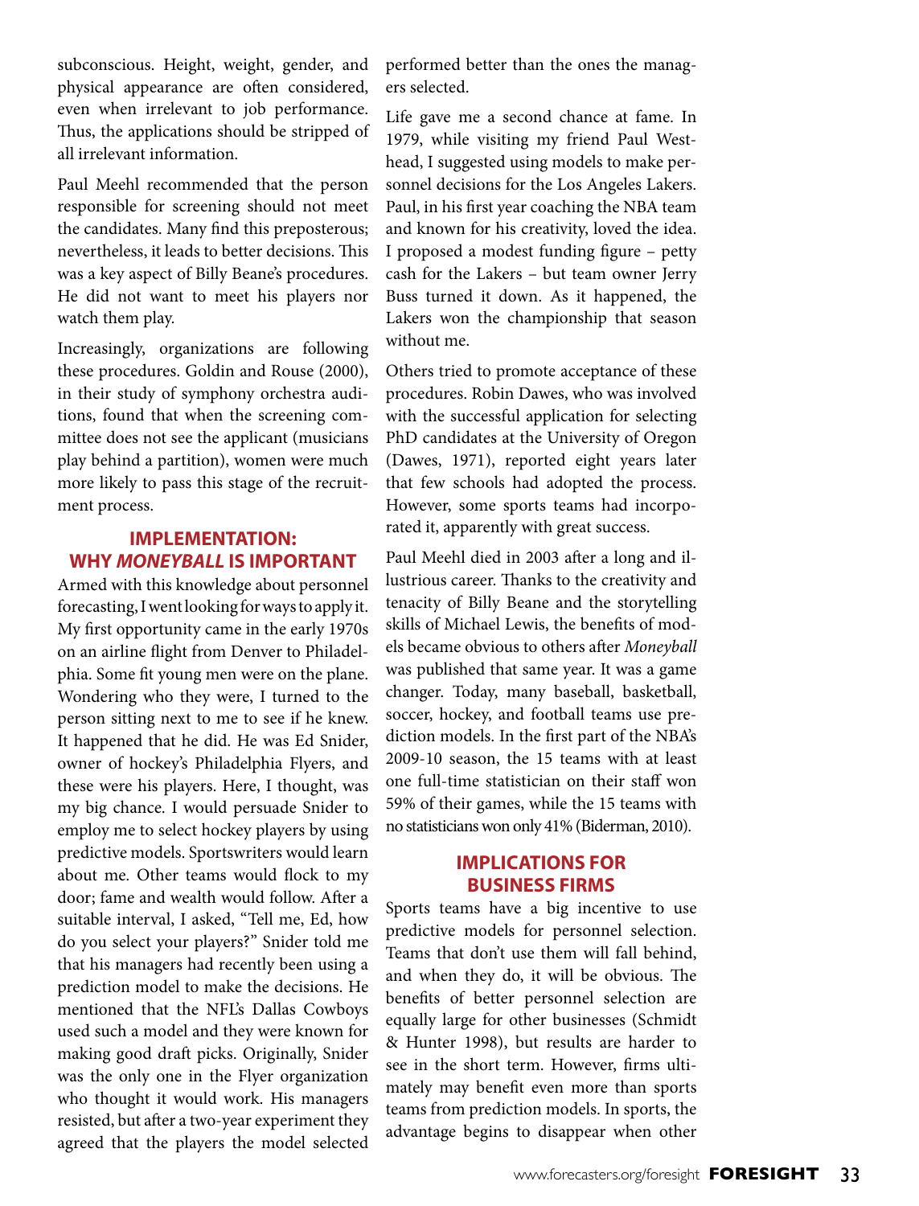subconscious. Height, weight, gender, and physical appearance are often considered, even when irrelevant to job performance. Thus, the applications should be stripped of all irrelevant information.

Paul Meehl recommended that the person responsible for screening should not meet the candidates. Many find this preposterous; nevertheless, it leads to better decisions. This was a key aspect of Billy Beane's procedures. He did not want to meet his players nor watch them play.

Increasingly, organizations are following these procedures. Goldin and Rouse (2000), in their study of symphony orchestra auditions, found that when the screening committee does not see the applicant (musicians play behind a partition), women were much more likely to pass this stage of the recruitment process.

## IMPLEMENTATION: WHY *MONEYBALL* IS IMPORTANT

Armed with this knowledge about personnel forecasting, I went looking for ways to apply it. My first opportunity came in the early 1970s on an airline flight from Denver to Philadelphia. Some fit young men were on the plane. Wondering who they were, I turned to the person sitting next to me to see if he knew. It happened that he did. He was Ed Snider, owner of hockey's Philadelphia Flyers, and these were his players. Here, I thought, was my big chance. I would persuade Snider to employ me to select hockey players by using predictive models. Sportswriters would learn about me. Other teams would flock to my door; fame and wealth would follow. After a suitable interval, I asked, "Tell me, Ed, how do you select your players?" Snider told me that his managers had recently been using a prediction model to make the decisions. He mentioned that the NFL's Dallas Cowboys used such a model and they were known for making good draft picks. Originally, Snider was the only one in the Flyer organization who thought it would work. His managers resisted, but after a two-year experiment they agreed that the players the model selected performed better than the ones the managers selected.

Life gave me a second chance at fame. In 1979, while visiting my friend Paul Westhead, I suggested using models to make personnel decisions for the Los Angeles Lakers. Paul, in his first year coaching the NBA team and known for his creativity, loved the idea. I proposed a modest funding figure – petty cash for the Lakers – but team owner Jerry Buss turned it down. As it happened, the Lakers won the championship that season without me.

Others tried to promote acceptance of these procedures. Robin Dawes, who was involved with the successful application for selecting PhD candidates at the University of Oregon (Dawes, 1971), reported eight years later that few schools had adopted the process. However, some sports teams had incorporated it, apparently with great success.

Paul Meehl died in 2003 after a long and illustrious career. Thanks to the creativity and tenacity of Billy Beane and the storytelling skills of Michael Lewis, the benefits of models became obvious to others after *Moneyball* was published that same year. It was a game changer. Today, many baseball, basketball, soccer, hockey, and football teams use prediction models. In the first part of the NBA's 2009-10 season, the 15 teams with at least one full-time statistician on their staff won 59% of their games, while the 15 teams with no statisticians won only 41% (Biderman, 2010).

## IMPLICATIONS FOR BUSINESS FIRMS

Sports teams have a big incentive to use predictive models for personnel selection. Teams that don't use them will fall behind, and when they do, it will be obvious. The benefits of better personnel selection are equally large for other businesses (Schmidt & Hunter 1998), but results are harder to see in the short term. However, firms ultimately may benefit even more than sports teams from prediction models. In sports, the advantage begins to disappear when other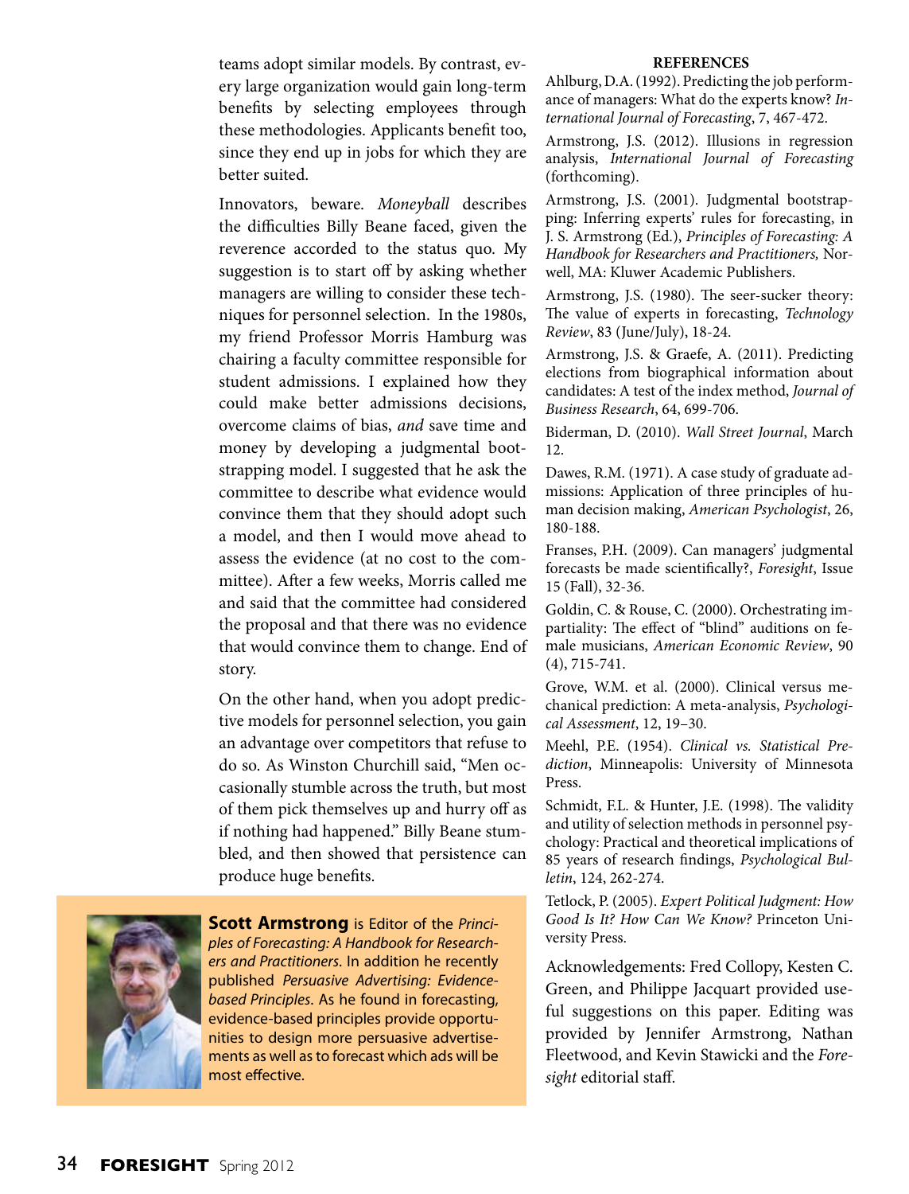teams adopt similar models. By contrast, every large organization would gain long-term benefits by selecting employees through these methodologies. Applicants benefit too, since they end up in jobs for which they are better suited.

Innovators, beware. *Moneyball* describes the difficulties Billy Beane faced, given the reverence accorded to the status quo. My suggestion is to start off by asking whether managers are willing to consider these techniques for personnel selection. In the 1980s, my friend Professor Morris Hamburg was chairing a faculty committee responsible for student admissions. I explained how they could make better admissions decisions, overcome claims of bias, *and* save time and money by developing a judgmental bootstrapping model. I suggested that he ask the committee to describe what evidence would convince them that they should adopt such a model, and then I would move ahead to assess the evidence (at no cost to the committee). After a few weeks, Morris called me and said that the committee had considered the proposal and that there was no evidence that would convince them to change. End of story.

On the other hand, when you adopt predictive models for personnel selection, you gain an advantage over competitors that refuse to do so. As Winston Churchill said, "Men occasionally stumble across the truth, but most of them pick themselves up and hurry off as if nothing had happened." Billy Beane stumbled, and then showed that persistence can produce huge benefits.

**Scott Armstrong** is Editor of the *Principles of Forecasting: A Handbook for Researchers and Practitioners*. In addition he recently published *Persuasive Advertising: Evidence-based Principles*. As he found in forecasting, evidence-based principles provide opportunities to design more persuasive advertisements as well as to forecast which ads will be most effective.

## REFERENCES

Ahlburg, D.A. (1992). Predicting the job performance of managers: What do the experts know? *International Journal of Forecasting*, 7, 467-472.

Armstrong, J.S. (2012). Illusions in regression analysis, *International Journal of Forecasting* (forthcoming).

Armstrong, J.S. (2001). Judgmental bootstrapping: Inferring experts' rules for forecasting, in J. S. Armstrong (Ed.), *Principles of Forecasting: A Handbook for Researchers and Practitioners,* Norwell, MA: Kluwer Academic Publishers.

Armstrong, J.S. (1980). The seer-sucker theory: The value of experts in forecasting, *Technology Review*, 83 (June/July), 18-24.

Armstrong, J.S. & Graefe, A. (2011). Predicting elections from biographical information about candidates: A test of the index method, *Journal of Business Research*, 64, 699-706.

Biderman, D. (2010). *Wall Street Journal*, March 12.

Dawes, R.M. (1971). A case study of graduate admissions: Application of three principles of human decision making, *American Psychologist*, 26, 180-188.

Franses, P.H. (2009). Can managers' judgmental forecasts be made scientifically?, *Foresight*, Issue 15 (Fall), 32-36.

Goldin, C. & Rouse, C. (2000). Orchestrating impartiality: The effect of "blind" auditions on female musicians, *American Economic Review*, 90 (4), 715-741.

Grove, W.M. et al. (2000). Clinical versus mechanical prediction: A meta-analysis, *Psychological Assessment*, 12, 19–30.

Meehl, P.E. (1954). *Clinical vs. Statistical Prediction*, Minneapolis: University of Minnesota Press.

Schmidt, F.L. & Hunter, J.E. (1998). The validity and utility of selection methods in personnel psychology: Practical and theoretical implications of 85 years of research findings, *Psychological Bulletin*, 124, 262-274.

Tetlock, P. (2005). *Expert Political Judgment: How Good Is It? How Can We Know?* Princeton University Press.

Acknowledgements: Fred Collopy, Kesten C. Green, and Philippe Jacquart provided useful suggestions on this paper. Editing was provided by Jennifer Armstrong, Nathan Fleetwood, and Kevin Stawicki and the *Foresight* editorial staff.